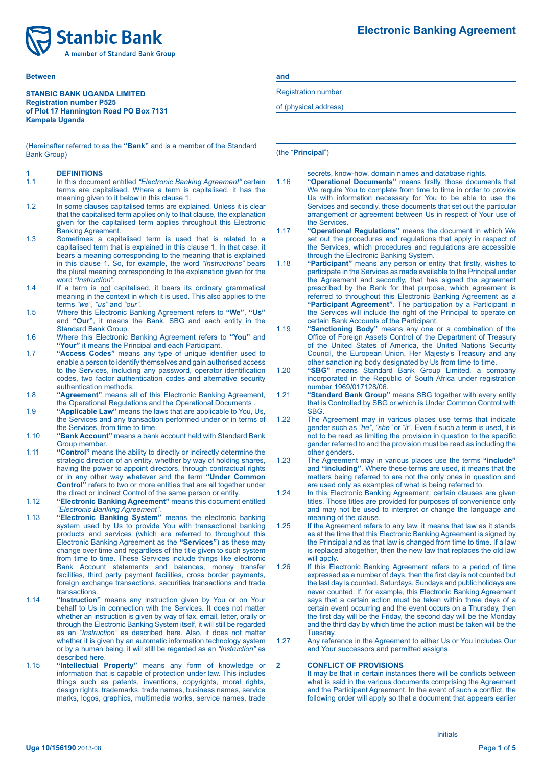# Electronic Banking Agreement

**Between**

**STANBIC BANK UGANDA LIMITED**
**Registration number P525**
**of Plot 17 Hannington Road PO Box 7131**
**Kampala Uganda**

(Hereinafter referred to as the **"Bank"** and is a member of the Standard Bank Group)

**and**

Registration number

of (physical address)

(the "**Principal**")

## 1 DEFINITIONS

1.1 In this document entitled *"Electronic Banking Agreement"* certain terms are capitalised. Where a term is capitalised, it has the meaning given to it below in this clause 1.

1.2 In some clauses capitalised terms are explained. Unless it is clear that the capitalised term applies only to that clause, the explanation given for the capitalised term applies throughout this Electronic Banking Agreement.

1.3 Sometimes a capitalised term is used that is related to a capitalised term that is explained in this clause 1. In that case, it bears a meaning corresponding to the meaning that is explained in this clause 1. So, for example, the word *"Instructions"* bears the plural meaning corresponding to the explanation given for the word *"Instruction"*.

1.4 If a term is not capitalised, it bears its ordinary grammatical meaning in the context in which it is used. This also applies to the terms *"we"*, *"us"* and *"our"*.

1.5 Where this Electronic Banking Agreement refers to **"We"**, **"Us"** and **"Our"**, it means the Bank, SBG and each entity in the Standard Bank Group.

1.6 Where this Electronic Banking Agreement refers to **"You"** and **"Your"** it means the Principal and each Participant.

1.7 **"Access Codes"** means any type of unique identifier used to enable a person to identify themselves and gain authorised access to the Services, including any password, operator identification codes, two factor authentication codes and alternative security authentication methods.

1.8 **"Agreement"** means all of this Electronic Banking Agreement, the Operational Regulations and the Operational Documents .

1.9 **"Applicable Law"** means the laws that are applicable to You, Us, the Services and any transaction performed under or in terms of the Services, from time to time.

1.10 **"Bank Account"** means a bank account held with Standard Bank Group member.

1.11 **"Control"** means the ability to directly or indirectly determine the strategic direction of an entity, whether by way of holding shares, having the power to appoint directors, through contractual rights or in any other way whatever and the term **"Under Common Control"** refers to two or more entities that are all together under the direct or indirect Control of the same person or entity.

1.12 **"Electronic Banking Agreement"** means this document entitled *"Electronic Banking Agreement"*.

1.13 **"Electronic Banking System"** means the electronic banking system used by Us to provide You with transactional banking products and services (which are referred to throughout this Electronic Banking Agreement as the **"Services"**) as these may change over time and regardless of the title given to such system from time to time. These Services include things like electronic Bank Account statements and balances, money transfer facilities, third party payment facilities, cross border payments, foreign exchange transactions, securities transactions and trade transactions.

1.14 **"Instruction"** means any instruction given by You or on Your behalf to Us in connection with the Services. It does not matter whether an instruction is given by way of fax, email, letter, orally or through the Electronic Banking System itself, it will still be regarded as an *"Instruction"* as described here. Also, it does not matter whether it is given by an automatic information technology system or by a human being, it will still be regarded as an *"Instruction"* as described here.

1.15 **"Intellectual Property"** means any form of knowledge or information that is capable of protection under law. This includes things such as patents, inventions, copyrights, moral rights, design rights, trademarks, trade names, business names, service marks, logos, graphics, multimedia works, service names, trade secrets, know-how, domain names and database rights.

1.16 **"Operational Documents"** means firstly, those documents that We require You to complete from time to time in order to provide Us with information necessary for You to be able to use the Services and secondly, those documents that set out the particular arrangement or agreement between Us in respect of Your use of the Services.

1.17 **"Operational Regulations"** means the document in which We set out the procedures and regulations that apply in respect of the Services, which procedures and regulations are accessible through the Electronic Banking System.

1.18 **"Participant"** means any person or entity that firstly, wishes to participate in the Services as made available to the Principal under the Agreement and secondly, that has signed the agreement prescribed by the Bank for that purpose, which agreement is referred to throughout this Electronic Banking Agreement as a **"Participant Agreement"**. The participation by a Participant in the Services will include the right of the Principal to operate on certain Bank Accounts of the Participant.

1.19 **"Sanctioning Body"** means any one or a combination of the Office of Foreign Assets Control of the Department of Treasury of the United States of America, the United Nations Security Council, the European Union, Her Majesty's Treasury and any other sanctioning body designated by Us from time to time.

1.20 **"SBG"** means Standard Bank Group Limited, a company incorporated in the Republic of South Africa under registration number 1969/017128/06.

1.21 **"Standard Bank Group"** means SBG together with every entity that is Controlled by SBG or which is Under Common Control with SBG.

1.22 The Agreement may in various places use terms that indicate gender such as *"he"*, *"she"* or *"it"*. Even if such a term is used, it is not to be read as limiting the provision in question to the specific gender referred to and the provision must be read as including the other genders.

1.23 The Agreement may in various places use the terms **"include"** and **"including"**. Where these terms are used, it means that the matters being referred to are not the only ones in question and are used only as examples of what is being referred to.

1.24 In this Electronic Banking Agreement, certain clauses are given titles. Those titles are provided for purposes of convenience only and may not be used to interpret or change the language and meaning of the clause.

1.25 If the Agreement refers to any law, it means that law as it stands as at the time that this Electronic Banking Agreement is signed by the Principal and as that law is changed from time to time. If a law is replaced altogether, then the new law that replaces the old law will apply.

1.26 If this Electronic Banking Agreement refers to a period of time expressed as a number of days, then the first day is not counted but the last day is counted. Saturdays, Sundays and public holidays are never counted. If, for example, this Electronic Banking Agreement says that a certain action must be taken within three days of a certain event occurring and the event occurs on a Thursday, then the first day will be the Friday, the second day will be the Monday and the third day by which time the action must be taken will be the Tuesday.

1.27 Any reference in the Agreement to either Us or You includes Our and Your successors and permitted assigns.

## 2 CONFLICT OF PROVISIONS

It may be that in certain instances there will be conflicts between what is said in the various documents comprising the Agreement and the Participant Agreement. In the event of such a conflict, the following order will apply so that a document that appears earlier

Initials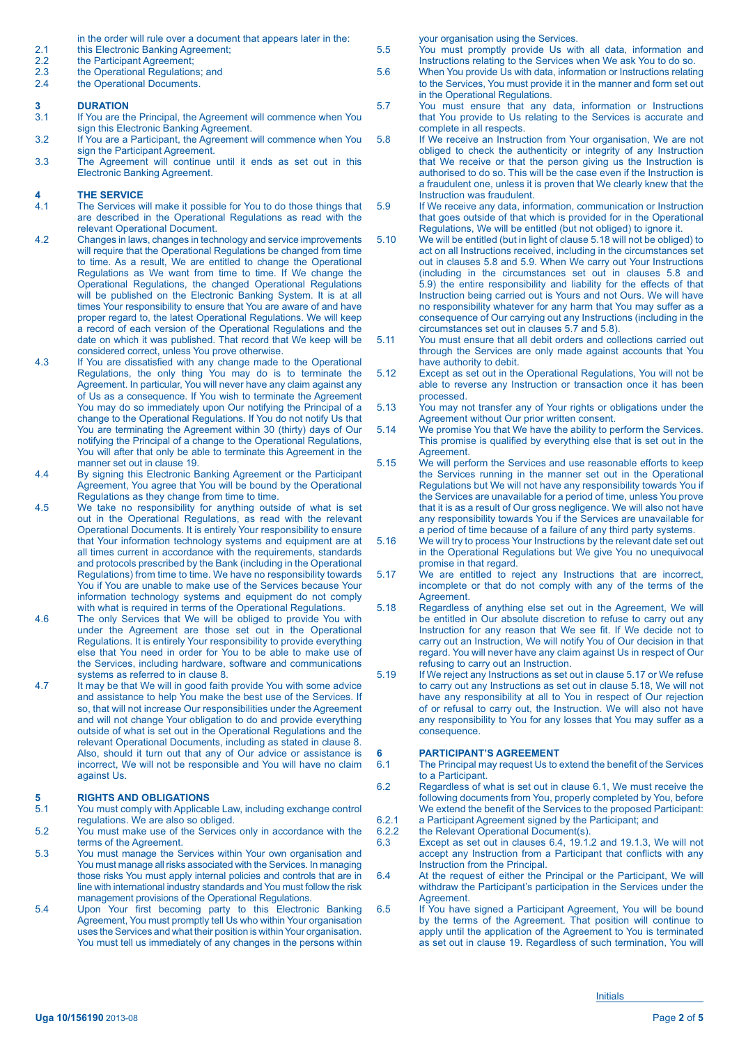in the order will rule over a document that appears later in the:

2.1 this Electronic Banking Agreement;
2.2 the Participant Agreement;
2.3 the Operational Regulations; and
2.4 the Operational Documents.

## 3 DURATION

3.1 If You are the Principal, the Agreement will commence when You sign this Electronic Banking Agreement.

3.2 If You are a Participant, the Agreement will commence when You sign the Participant Agreement.

3.3 The Agreement will continue until it ends as set out in this Electronic Banking Agreement.

## 4 THE SERVICE

4.1 The Services will make it possible for You to do those things that are described in the Operational Regulations as read with the relevant Operational Document.

4.2 Changes in laws, changes in technology and service improvements will require that the Operational Regulations be changed from time to time. As a result, We are entitled to change the Operational Regulations as We want from time to time. If We change the Operational Regulations, the changed Operational Regulations will be published on the Electronic Banking System. It is at all times Your responsibility to ensure that You are aware of and have proper regard to, the latest Operational Regulations. We will keep a record of each version of the Operational Regulations and the date on which it was published. That record that We keep will be considered correct, unless You prove otherwise.

4.3 If You are dissatisfied with any change made to the Operational Regulations, the only thing You may do is to terminate the Agreement. In particular, You will never have any claim against any of Us as a consequence. If You wish to terminate the Agreement You may do so immediately upon Our notifying the Principal of a change to the Operational Regulations. If You do not notify Us that You are terminating the Agreement within 30 (thirty) days of Our notifying the Principal of a change to the Operational Regulations, You will after that only be able to terminate this Agreement in the manner set out in clause 19.

4.4 By signing this Electronic Banking Agreement or the Participant Agreement, You agree that You will be bound by the Operational Regulations as they change from time to time.

4.5 We take no responsibility for anything outside of what is set out in the Operational Regulations, as read with the relevant Operational Documents. It is entirely Your responsibility to ensure that Your information technology systems and equipment are at all times current in accordance with the requirements, standards and protocols prescribed by the Bank (including in the Operational Regulations) from time to time. We have no responsibility towards You if You are unable to make use of the Services because Your information technology systems and equipment do not comply with what is required in terms of the Operational Regulations.

4.6 The only Services that We will be obliged to provide You with under the Agreement are those set out in the Operational Regulations. It is entirely Your responsibility to provide everything else that You need in order for You to be able to make use of the Services, including hardware, software and communications systems as referred to in clause 8.

4.7 It may be that We will in good faith provide You with some advice and assistance to help You make the best use of the Services. If so, that will not increase Our responsibilities under the Agreement and will not change Your obligation to do and provide everything outside of what is set out in the Operational Regulations and the relevant Operational Documents, including as stated in clause 8. Also, should it turn out that any of Our advice or assistance is incorrect, We will not be responsible and You will have no claim against Us.

## 5 RIGHTS AND OBLIGATIONS

5.1 You must comply with Applicable Law, including exchange control regulations. We are also so obliged.

5.2 You must make use of the Services only in accordance with the terms of the Agreement.

5.3 You must manage the Services within Your own organisation and You must manage all risks associated with the Services. In managing those risks You must apply internal policies and controls that are in line with international industry standards and You must follow the risk management provisions of the Operational Regulations.

5.4 Upon Your first becoming party to this Electronic Banking Agreement, You must promptly tell Us who within Your organisation uses the Services and what their position is within Your organisation. You must tell us immediately of any changes in the persons within your organisation using the Services.

5.5 You must promptly provide Us with all data, information and Instructions relating to the Services when We ask You to do so.

5.6 When You provide Us with data, information or Instructions relating to the Services, You must provide it in the manner and form set out in the Operational Regulations.

5.7 You must ensure that any data, information or Instructions that You provide to Us relating to the Services is accurate and complete in all respects.

5.8 If We receive an Instruction from Your organisation, We are not obliged to check the authenticity or integrity of any Instruction that We receive or that the person giving us the Instruction is authorised to do so. This will be the case even if the Instruction is a fraudulent one, unless it is proven that We clearly knew that the Instruction was fraudulent.

5.9 If We receive any data, information, communication or Instruction that goes outside of that which is provided for in the Operational Regulations, We will be entitled (but not obliged) to ignore it.

5.10 We will be entitled (but in light of clause 5.18 will not be obliged) to act on all Instructions received, including in the circumstances set out in clauses 5.8 and 5.9. When We carry out Your Instructions (including in the circumstances set out in clauses 5.8 and 5.9) the entire responsibility and liability for the effects of that Instruction being carried out is Yours and not Ours. We will have no responsibility whatever for any harm that You may suffer as a consequence of Our carrying out any Instructions (including in the circumstances set out in clauses 5.7 and 5.8).

5.11 You must ensure that all debit orders and collections carried out through the Services are only made against accounts that You have authority to debit.

5.12 Except as set out in the Operational Regulations, You will not be able to reverse any Instruction or transaction once it has been processed.

5.13 You may not transfer any of Your rights or obligations under the Agreement without Our prior written consent.

5.14 We promise You that We have the ability to perform the Services. This promise is qualified by everything else that is set out in the Agreement.

5.15 We will perform the Services and use reasonable efforts to keep the Services running in the manner set out in the Operational Regulations but We will not have any responsibility towards You if the Services are unavailable for a period of time, unless You prove that it is as a result of Our gross negligence. We will also not have any responsibility towards You if the Services are unavailable for a period of time because of a failure of any third party systems.

5.16 We will try to process Your Instructions by the relevant date set out in the Operational Regulations but We give You no unequivocal promise in that regard.

5.17 We are entitled to reject any Instructions that are incorrect, incomplete or that do not comply with any of the terms of the Agreement.

5.18 Regardless of anything else set out in the Agreement, We will be entitled in Our absolute discretion to refuse to carry out any Instruction for any reason that We see fit. If We decide not to carry out an Instruction, We will notify You of Our decision in that regard. You will never have any claim against Us in respect of Our refusing to carry out an Instruction.

5.19 If We reject any Instructions as set out in clause 5.17 or We refuse to carry out any Instructions as set out in clause 5.18, We will not have any responsibility at all to You in respect of Our rejection of or refusal to carry out, the Instruction. We will also not have any responsibility to You for any losses that You may suffer as a consequence.

## 6 PARTICIPANT'S AGREEMENT

6.1 The Principal may request Us to extend the benefit of the Services to a Participant.

6.2 Regardless of what is set out in clause 6.1, We must receive the following documents from You, properly completed by You, before We extend the benefit of the Services to the proposed Participant:

6.2.1 a Participant Agreement signed by the Participant; and
6.2.2 the Relevant Operational Document(s).

6.3 Except as set out in clauses 6.4, 19.1.2 and 19.1.3, We will not accept any Instruction from a Participant that conflicts with any Instruction from the Principal.

6.4 At the request of either the Principal or the Participant, We will withdraw the Participant's participation in the Services under the Agreement.

6.5 If You have signed a Participant Agreement, You will be bound by the terms of the Agreement. That position will continue to apply until the application of the Agreement to You is terminated as set out in clause 19. Regardless of such termination, You will

Initials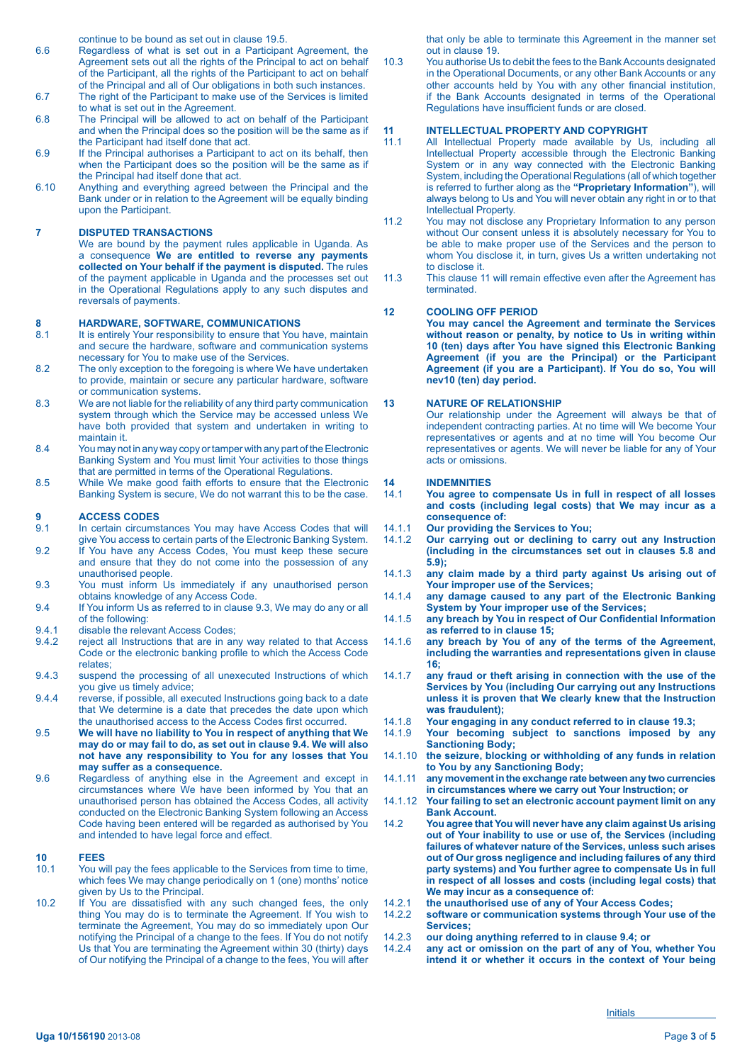continue to be bound as set out in clause 19.5.

6.6 Regardless of what is set out in a Participant Agreement, the Agreement sets out all the rights of the Principal to act on behalf of the Participant, all the rights of the Participant to act on behalf of the Principal and all of Our obligations in both such instances.

6.7 The right of the Participant to make use of the Services is limited to what is set out in the Agreement.

6.8 The Principal will be allowed to act on behalf of the Participant and when the Principal does so the position will be the same as if the Participant had itself done that act.

6.9 If the Principal authorises a Participant to act on its behalf, then when the Participant does so the position will be the same as if the Principal had itself done that act.

6.10 Anything and everything agreed between the Principal and the Bank under or in relation to the Agreement will be equally binding upon the Participant.

## 7 DISPUTED TRANSACTIONS

We are bound by the payment rules applicable in Uganda. As a consequence **We are entitled to reverse any payments collected on Your behalf if the payment is disputed.** The rules of the payment applicable in Uganda and the processes set out in the Operational Regulations apply to any such disputes and reversals of payments.

## 8 HARDWARE, SOFTWARE, COMMUNICATIONS

8.1 It is entirely Your responsibility to ensure that You have, maintain and secure the hardware, software and communication systems necessary for You to make use of the Services.

8.2 The only exception to the foregoing is where We have undertaken to provide, maintain or secure any particular hardware, software or communication systems.

8.3 We are not liable for the reliability of any third party communication system through which the Service may be accessed unless We have both provided that system and undertaken in writing to maintain it.

8.4 You may not in any way copy or tamper with any part of the Electronic Banking System and You must limit Your activities to those things that are permitted in terms of the Operational Regulations.

8.5 While We make good faith efforts to ensure that the Electronic Banking System is secure, We do not warrant this to be the case.

## 9 ACCESS CODES

9.1 In certain circumstances You may have Access Codes that will give You access to certain parts of the Electronic Banking System.

9.2 If You have any Access Codes, You must keep these secure and ensure that they do not come into the possession of any unauthorised people.

9.3 You must inform Us immediately if any unauthorised person obtains knowledge of any Access Code.

9.4 If You inform Us as referred to in clause 9.3, We may do any or all of the following:

9.4.1 disable the relevant Access Codes;

9.4.2 reject all Instructions that are in any way related to that Access Code or the electronic banking profile to which the Access Code relates;

9.4.3 suspend the processing of all unexecuted Instructions of which you give us timely advice;

9.4.4 reverse, if possible, all executed Instructions going back to a date that We determine is a date that precedes the date upon which the unauthorised access to the Access Codes first occurred.

9.5 **We will have no liability to You in respect of anything that We may do or may fail to do, as set out in clause 9.4. We will also not have any responsibility to You for any losses that You may suffer as a consequence.**

9.6 Regardless of anything else in the Agreement and except in circumstances where We have been informed by You that an unauthorised person has obtained the Access Codes, all activity conducted on the Electronic Banking System following an Access Code having been entered will be regarded as authorised by You and intended to have legal force and effect.

## 10 FEES

10.1 You will pay the fees applicable to the Services from time to time, which fees We may change periodically on 1 (one) months' notice given by Us to the Principal.

10.2 If You are dissatisfied with any such changed fees, the only thing You may do is to terminate the Agreement. If You wish to terminate the Agreement, You may do so immediately upon Our notifying the Principal of a change to the fees. If You do not notify Us that You are terminating the Agreement within 30 (thirty) days of Our notifying the Principal of a change to the fees, You will after that only be able to terminate this Agreement in the manner set out in clause 19.

10.3 You authorise Us to debit the fees to the Bank Accounts designated in the Operational Documents, or any other Bank Accounts or any other accounts held by You with any other financial institution, if the Bank Accounts designated in terms of the Operational Regulations have insufficient funds or are closed.

## 11 INTELLECTUAL PROPERTY AND COPYRIGHT

11.1 All Intellectual Property made available by Us, including all Intellectual Property accessible through the Electronic Banking System or in any way connected with the Electronic Banking System, including the Operational Regulations (all of which together is referred to further along as the **"Proprietary Information"**), will always belong to Us and You will never obtain any right in or to that Intellectual Property.

11.2 You may not disclose any Proprietary Information to any person without Our consent unless it is absolutely necessary for You to be able to make proper use of the Services and the person to whom You disclose it, in turn, gives Us a written undertaking not to disclose it.

11.3 This clause 11 will remain effective even after the Agreement has terminated.

## 12 COOLING OFF PERIOD

**You may cancel the Agreement and terminate the Services without reason or penalty, by notice to Us in writing within 10 (ten) days after You have signed this Electronic Banking Agreement (if you are the Principal) or the Participant Agreement (if you are a Participant). If You do so, You will nev10 (ten) day period.**

## 13 NATURE OF RELATIONSHIP

Our relationship under the Agreement will always be that of independent contracting parties. At no time will We become Your representatives or agents and at no time will You become Our representatives or agents. We will never be liable for any of Your acts or omissions.

## 14 INDEMNITIES

14.1 **You agree to compensate Us in full in respect of all losses and costs (including legal costs) that We may incur as a consequence of:**

14.1.1 **Our providing the Services to You;**

14.1.2 **Our carrying out or declining to carry out any Instruction (including in the circumstances set out in clauses 5.8 and 5.9);**

14.1.3 **any claim made by a third party against Us arising out of Your improper use of the Services;**

14.1.4 **any damage caused to any part of the Electronic Banking System by Your improper use of the Services;**

14.1.5 **any breach by You in respect of Our Confidential Information as referred to in clause 15;**

14.1.6 **any breach by You of any of the terms of the Agreement, including the warranties and representations given in clause 16;**

14.1.7 **any fraud or theft arising in connection with the use of the Services by You (including Our carrying out any Instructions unless it is proven that We clearly knew that the Instruction was fraudulent);**

14.1.8 **Your engaging in any conduct referred to in clause 19.3;**

14.1.9 **Your becoming subject to sanctions imposed by any Sanctioning Body;**

14.1.10 **the seizure, blocking or withholding of any funds in relation to You by any Sanctioning Body;**

14.1.11 **any movement in the exchange rate between any two currencies in circumstances where we carry out Your Instruction; or**

14.1.12 **Your failing to set an electronic account payment limit on any Bank Account.**

14.2 **You agree that You will never have any claim against Us arising out of Your inability to use or use of, the Services (including failures of whatever nature of the Services, unless such arises out of Our gross negligence and including failures of any third party systems) and You further agree to compensate Us in full in respect of all losses and costs (including legal costs) that We may incur as a consequence of:**

14.2.1 **the unauthorised use of any of Your Access Codes;**

14.2.2 **software or communication systems through Your use of the Services;**

14.2.3 **our doing anything referred to in clause 9.4; or**

14.2.4 **any act or omission on the part of any of You, whether You intend it or whether it occurs in the context of Your being**

Initials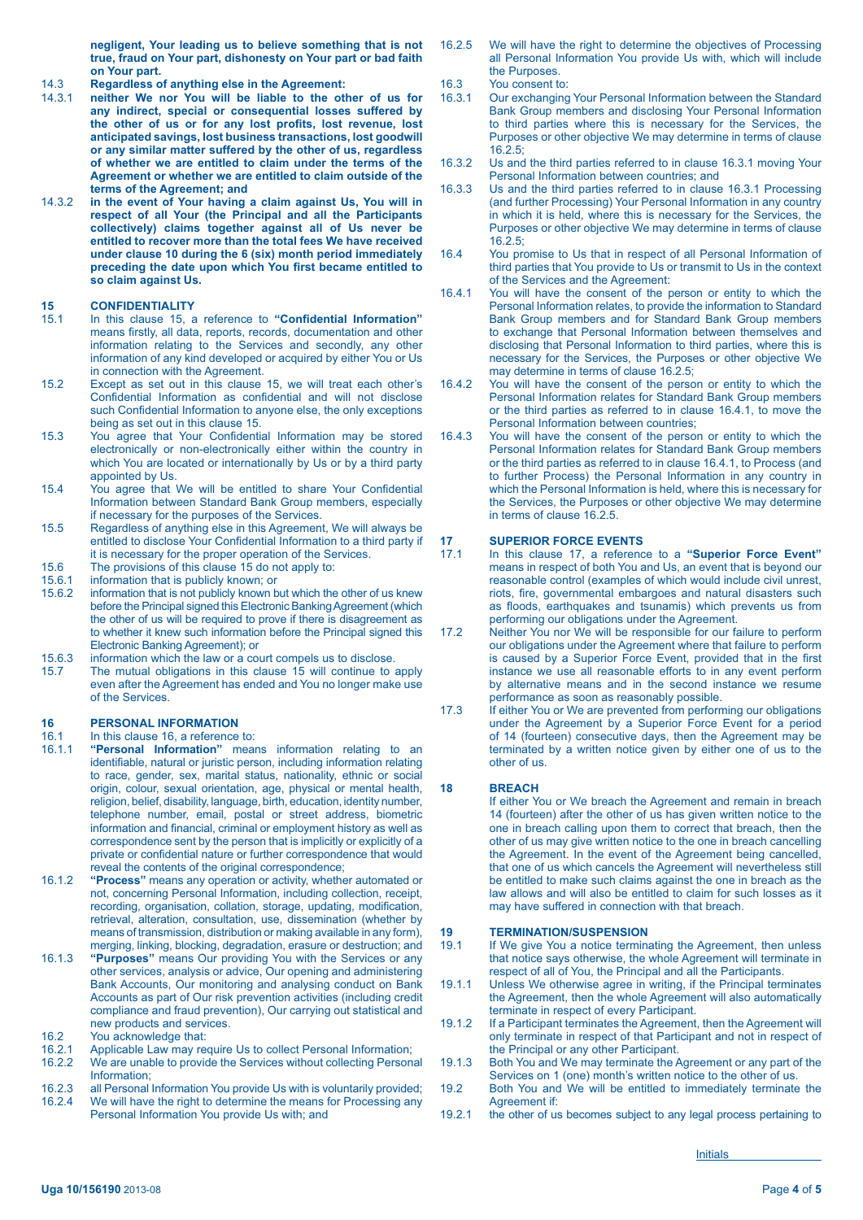**negligent, Your leading us to believe something that is not true, fraud on Your part, dishonesty on Your part or bad faith on Your part.**

14.3 **Regardless of anything else in the Agreement:**

14.3.1 **neither We nor You will be liable to the other of us for any indirect, special or consequential losses suffered by the other of us or for any lost profits, lost revenue, lost anticipated savings, lost business transactions, lost goodwill or any similar matter suffered by the other of us, regardless of whether we are entitled to claim under the terms of the Agreement or whether we are entitled to claim outside of the terms of the Agreement; and**

14.3.2 **in the event of Your having a claim against Us, You will in respect of all Your (the Principal and all the Participants collectively) claims together against all of Us never be entitled to recover more than the total fees We have received under clause 10 during the 6 (six) month period immediately preceding the date upon which You first became entitled to so claim against Us.**

## 15 CONFIDENTIALITY

15.1 In this clause 15, a reference to **"Confidential Information"** means firstly, all data, reports, records, documentation and other information relating to the Services and secondly, any other information of any kind developed or acquired by either You or Us in connection with the Agreement.

15.2 Except as set out in this clause 15, we will treat each other's Confidential Information as confidential and will not disclose such Confidential Information to anyone else, the only exceptions being as set out in this clause 15.

15.3 You agree that Your Confidential Information may be stored electronically or non-electronically either within the country in which You are located or internationally by Us or by a third party appointed by Us.

15.4 You agree that We will be entitled to share Your Confidential Information between Standard Bank Group members, especially if necessary for the purposes of the Services.

15.5 Regardless of anything else in this Agreement, We will always be entitled to disclose Your Confidential Information to a third party if it is necessary for the proper operation of the Services.

15.6 The provisions of this clause 15 do not apply to:

15.6.1 information that is publicly known; or

15.6.2 information that is not publicly known but which the other of us knew before the Principal signed this Electronic Banking Agreement (which the other of us will be required to prove if there is disagreement as to whether it knew such information before the Principal signed this Electronic Banking Agreement); or

15.6.3 information which the law or a court compels us to disclose.

15.7 The mutual obligations in this clause 15 will continue to apply even after the Agreement has ended and You no longer make use of the Services.

## 16 PERSONAL INFORMATION

16.1 In this clause 16, a reference to:

16.1.1 **"Personal Information"** means information relating to an identifiable, natural or juristic person, including information relating to race, gender, sex, marital status, nationality, ethnic or social origin, colour, sexual orientation, age, physical or mental health, religion, belief, disability, language, birth, education, identity number, telephone number, email, postal or street address, biometric information and financial, criminal or employment history as well as correspondence sent by the person that is implicitly or explicitly of a private or confidential nature or further correspondence that would reveal the contents of the original correspondence;

16.1.2 **"Process"** means any operation or activity, whether automated or not, concerning Personal Information, including collection, receipt, recording, organisation, collation, storage, updating, modification, retrieval, alteration, consultation, use, dissemination (whether by means of transmission, distribution or making available in any form), merging, linking, blocking, degradation, erasure or destruction; and

16.1.3 **"Purposes"** means Our providing You with the Services or any other services, analysis or advice, Our opening and administering Bank Accounts, Our monitoring and analysing conduct on Bank Accounts as part of Our risk prevention activities (including credit compliance and fraud prevention), Our carrying out statistical and new products and services.

16.2 You acknowledge that:

16.2.1 Applicable Law may require Us to collect Personal Information;

16.2.2 We are unable to provide the Services without collecting Personal Information;

16.2.3 all Personal Information You provide Us with is voluntarily provided;

16.2.4 We will have the right to determine the means for Processing any Personal Information You provide Us with; and

16.2.5 We will have the right to determine the objectives of Processing all Personal Information You provide Us with, which will include the Purposes.

16.3 You consent to:

16.3.1 Our exchanging Your Personal Information between the Standard Bank Group members and disclosing Your Personal Information to third parties where this is necessary for the Services, the Purposes or other objective We may determine in terms of clause 16.2.5;

16.3.2 Us and the third parties referred to in clause 16.3.1 moving Your Personal Information between countries; and

16.3.3 Us and the third parties referred to in clause 16.3.1 Processing (and further Processing) Your Personal Information in any country in which it is held, where this is necessary for the Services, the Purposes or other objective We may determine in terms of clause 16.2.5;

16.4 You promise to Us that in respect of all Personal Information of third parties that You provide to Us or transmit to Us in the context of the Services and the Agreement:

16.4.1 You will have the consent of the person or entity to which the Personal Information relates, to provide the information to Standard Bank Group members and for Standard Bank Group members to exchange that Personal Information between themselves and disclosing that Personal Information to third parties, where this is necessary for the Services, the Purposes or other objective We may determine in terms of clause 16.2.5;

16.4.2 You will have the consent of the person or entity to which the Personal Information relates for Standard Bank Group members or the third parties as referred to in clause 16.4.1, to move the Personal Information between countries;

16.4.3 You will have the consent of the person or entity to which the Personal Information relates for Standard Bank Group members or the third parties as referred to in clause 16.4.1, to Process (and to further Process) the Personal Information in any country in which the Personal Information is held, where this is necessary for the Services, the Purposes or other objective We may determine in terms of clause 16.2.5.

## 17 SUPERIOR FORCE EVENTS

17.1 In this clause 17, a reference to a **"Superior Force Event"** means in respect of both You and Us, an event that is beyond our reasonable control (examples of which would include civil unrest, riots, fire, governmental embargoes and natural disasters such as floods, earthquakes and tsunamis) which prevents us from performing our obligations under the Agreement.

17.2 Neither You nor We will be responsible for our failure to perform our obligations under the Agreement where that failure to perform is caused by a Superior Force Event, provided that in the first instance we use all reasonable efforts to in any event perform by alternative means and in the second instance we resume performance as soon as reasonably possible.

17.3 If either You or We are prevented from performing our obligations under the Agreement by a Superior Force Event for a period of 14 (fourteen) consecutive days, then the Agreement may be terminated by a written notice given by either one of us to the other of us.

## 18 BREACH

If either You or We breach the Agreement and remain in breach 14 (fourteen) after the other of us has given written notice to the one in breach calling upon them to correct that breach, then the other of us may give written notice to the one in breach cancelling the Agreement. In the event of the Agreement being cancelled, that one of us which cancels the Agreement will nevertheless still be entitled to make such claims against the one in breach as the law allows and will also be entitled to claim for such losses as it may have suffered in connection with that breach.

## 19 TERMINATION/SUSPENSION

19.1 If We give You a notice terminating the Agreement, then unless that notice says otherwise, the whole Agreement will terminate in respect of all of You, the Principal and all the Participants.

19.1.1 Unless We otherwise agree in writing, if the Principal terminates the Agreement, then the whole Agreement will also automatically terminate in respect of every Participant.

19.1.2 If a Participant terminates the Agreement, then the Agreement will only terminate in respect of that Participant and not in respect of the Principal or any other Participant.

19.1.3 Both You and We may terminate the Agreement or any part of the Services on 1 (one) month's written notice to the other of us.

19.2 Both You and We will be entitled to immediately terminate the Agreement if:

19.2.1 the other of us becomes subject to any legal process pertaining to

Initials ______________

Uga 10/156190 2013-08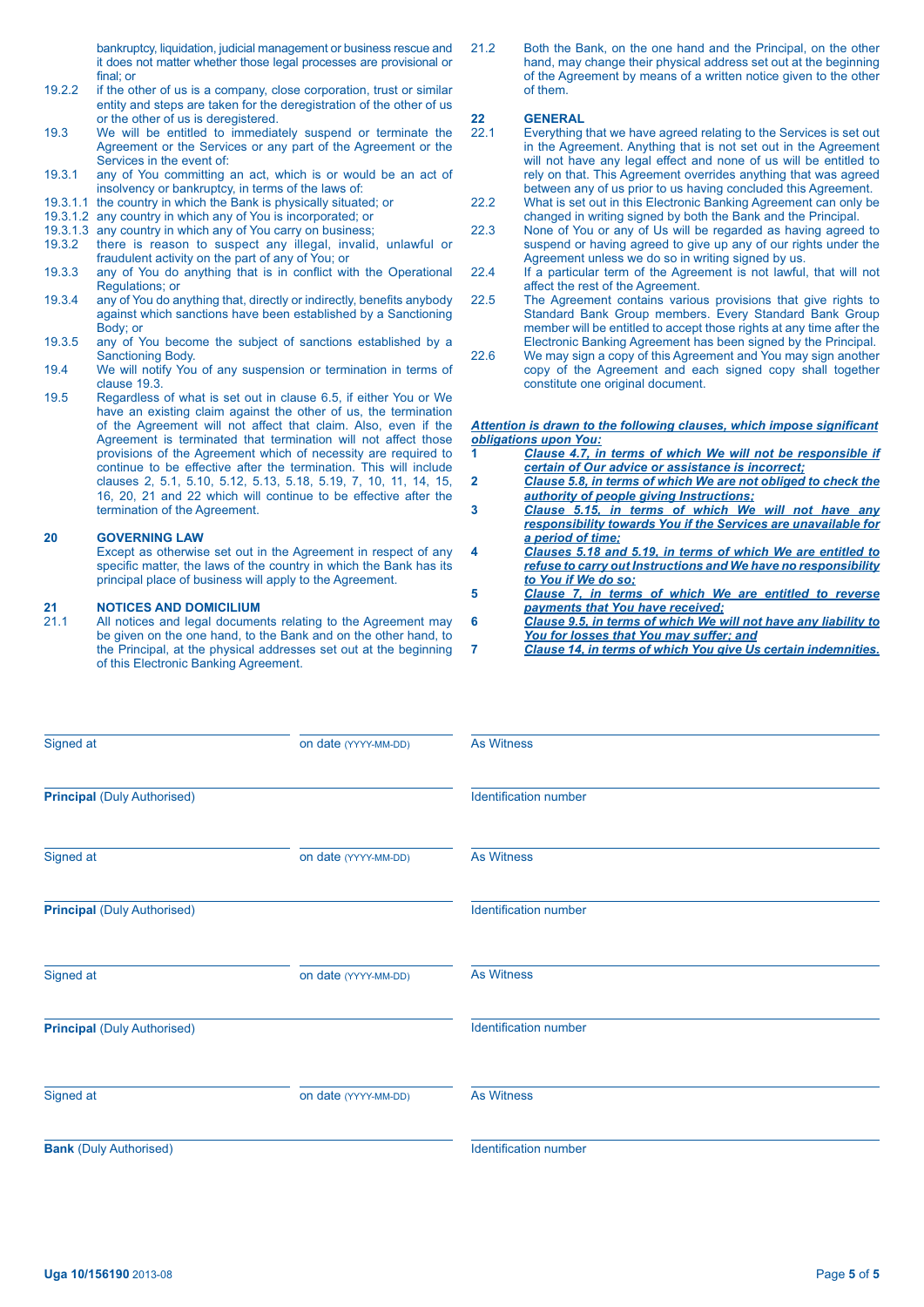bankruptcy, liquidation, judicial management or business rescue and it does not matter whether those legal processes are provisional or final; or

19.2.2 if the other of us is a company, close corporation, trust or similar entity and steps are taken for the deregistration of the other of us or the other of us is deregistered.

19.3 We will be entitled to immediately suspend or terminate the Agreement or the Services or any part of the Agreement or the Services in the event of:

19.3.1 any of You committing an act, which is or would be an act of insolvency or bankruptcy, in terms of the laws of:

19.3.1.1 the country in which the Bank is physically situated; or

19.3.1.2 any country in which any of You is incorporated; or

19.3.1.3 any country in which any of You carry on business;

19.3.2 there is reason to suspect any illegal, invalid, unlawful or fraudulent activity on the part of any of You; or

19.3.3 any of You do anything that is in conflict with the Operational Regulations; or

19.3.4 any of You do anything that, directly or indirectly, benefits anybody against which sanctions have been established by a Sanctioning Body; or

19.3.5 any of You become the subject of sanctions established by a Sanctioning Body.

19.4 We will notify You of any suspension or termination in terms of clause 19.3.

19.5 Regardless of what is set out in clause 6.5, if either You or We have an existing claim against the other of us, the termination of the Agreement will not affect that claim. Also, even if the Agreement is terminated that termination will not affect those provisions of the Agreement which of necessity are required to continue to be effective after the termination. This will include clauses 2, 5.1, 5.10, 5.12, 5.13, 5.18, 5.19, 7, 10, 11, 14, 15, 16, 20, 21 and 22 which will continue to be effective after the termination of the Agreement.

## 20 GOVERNING LAW

Except as otherwise set out in the Agreement in respect of any specific matter, the laws of the country in which the Bank has its principal place of business will apply to the Agreement.

## 21 NOTICES AND DOMICILIUM

21.1 All notices and legal documents relating to the Agreement may be given on the one hand, to the Bank and on the other hand, to the Principal, at the physical addresses set out at the beginning of this Electronic Banking Agreement.

21.2 Both the Bank, on the one hand and the Principal, on the other hand, may change their physical address set out at the beginning of the Agreement by means of a written notice given to the other of them.

## 22 GENERAL

22.1 Everything that we have agreed relating to the Services is set out in the Agreement. Anything that is not set out in the Agreement will not have any legal effect and none of us will be entitled to rely on that. This Agreement overrides anything that was agreed between any of us prior to us having concluded this Agreement.

22.2 What is set out in this Electronic Banking Agreement can only be changed in writing signed by both the Bank and the Principal.

22.3 None of You or any of Us will be regarded as having agreed to suspend or having agreed to give up any of our rights under the Agreement unless we do so in writing signed by us.

22.4 If a particular term of the Agreement is not lawful, that will not affect the rest of the Agreement.

22.5 The Agreement contains various provisions that give rights to Standard Bank Group members. Every Standard Bank Group member will be entitled to accept those rights at any time after the Electronic Banking Agreement has been signed by the Principal.

22.6 We may sign a copy of this Agreement and You may sign another copy of the Agreement and each signed copy shall together constitute one original document.

***Attention is drawn to the following clauses, which impose significant obligations upon You:***

1. ***Clause 4.7, in terms of which We will not be responsible if certain of Our advice or assistance is incorrect;***
2. ***Clause 5.8, in terms of which We are not obliged to check the authority of people giving Instructions;***
3. ***Clause 5.15, in terms of which We will not have any responsibility towards You if the Services are unavailable for a period of time;***
4. ***Clauses 5.18 and 5.19, in terms of which We are entitled to refuse to carry out Instructions and We have no responsibility to You if We do so;***
5. ***Clause 7, in terms of which We are entitled to reverse payments that You have received;***
6. ***Clause 9.5, in terms of which We will not have any liability to You for losses that You may suffer; and***
7. ***Clause 14, in terms of which You give Us certain indemnities.***

Signed at ____________ on date (YYYY-MM-DD) ____________ As Witness ____________

**Principal** (Duly Authorised) ____________ Identification number ____________

Signed at ____________ on date (YYYY-MM-DD) ____________ As Witness ____________

**Principal** (Duly Authorised) ____________ Identification number ____________

Signed at ____________ on date (YYYY-MM-DD) ____________ As Witness ____________

**Principal** (Duly Authorised) ____________ Identification number ____________

Signed at ____________ on date (YYYY-MM-DD) ____________ As Witness ____________

**Bank** (Duly Authorised) ____________ Identification number ____________

**Uga 10/156190** 2013-08